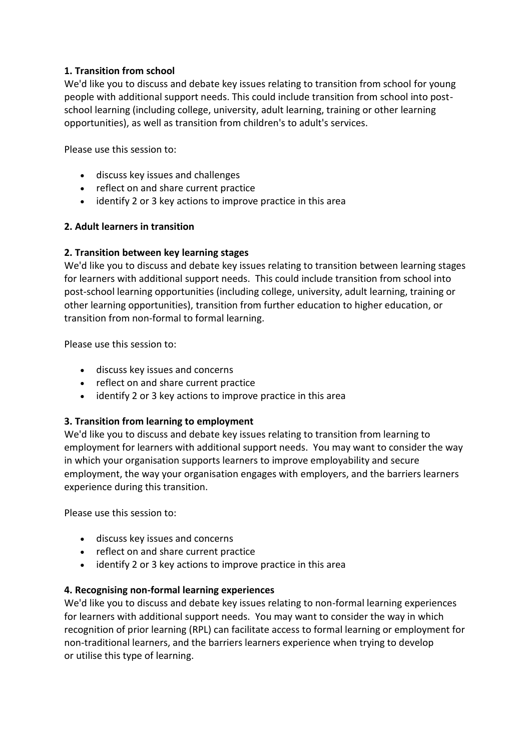**1. Transition from school**
We'd like you to discuss and debate key issues relating to transition from school for young people with additional support needs. This could include transition from school into post-school learning (including college, university, adult learning, training or other learning opportunities), as well as transition from children's to adult's services.

Please use this session to:

- discuss key issues and challenges
- reflect on and share current practice
- identify 2 or 3 key actions to improve practice in this area

**2. Adult learners in transition**

**2. Transition between key learning stages**
We'd like you to discuss and debate key issues relating to transition between learning stages for learners with additional support needs. This could include transition from school into post-school learning opportunities (including college, university, adult learning, training or other learning opportunities), transition from further education to higher education, or transition from non-formal to formal learning.

Please use this session to:

- discuss key issues and concerns
- reflect on and share current practice
- identify 2 or 3 key actions to improve practice in this area

**3. Transition from learning to employment**
We'd like you to discuss and debate key issues relating to transition from learning to employment for learners with additional support needs. You may want to consider the way in which your organisation supports learners to improve employability and secure employment, the way your organisation engages with employers, and the barriers learners experience during this transition.

Please use this session to:

- discuss key issues and concerns
- reflect on and share current practice
- identify 2 or 3 key actions to improve practice in this area

**4. Recognising non-formal learning experiences**
We'd like you to discuss and debate key issues relating to non-formal learning experiences for learners with additional support needs. You may want to consider the way in which recognition of prior learning (RPL) can facilitate access to formal learning or employment for non-traditional learners, and the barriers learners experience when trying to develop or utilise this type of learning.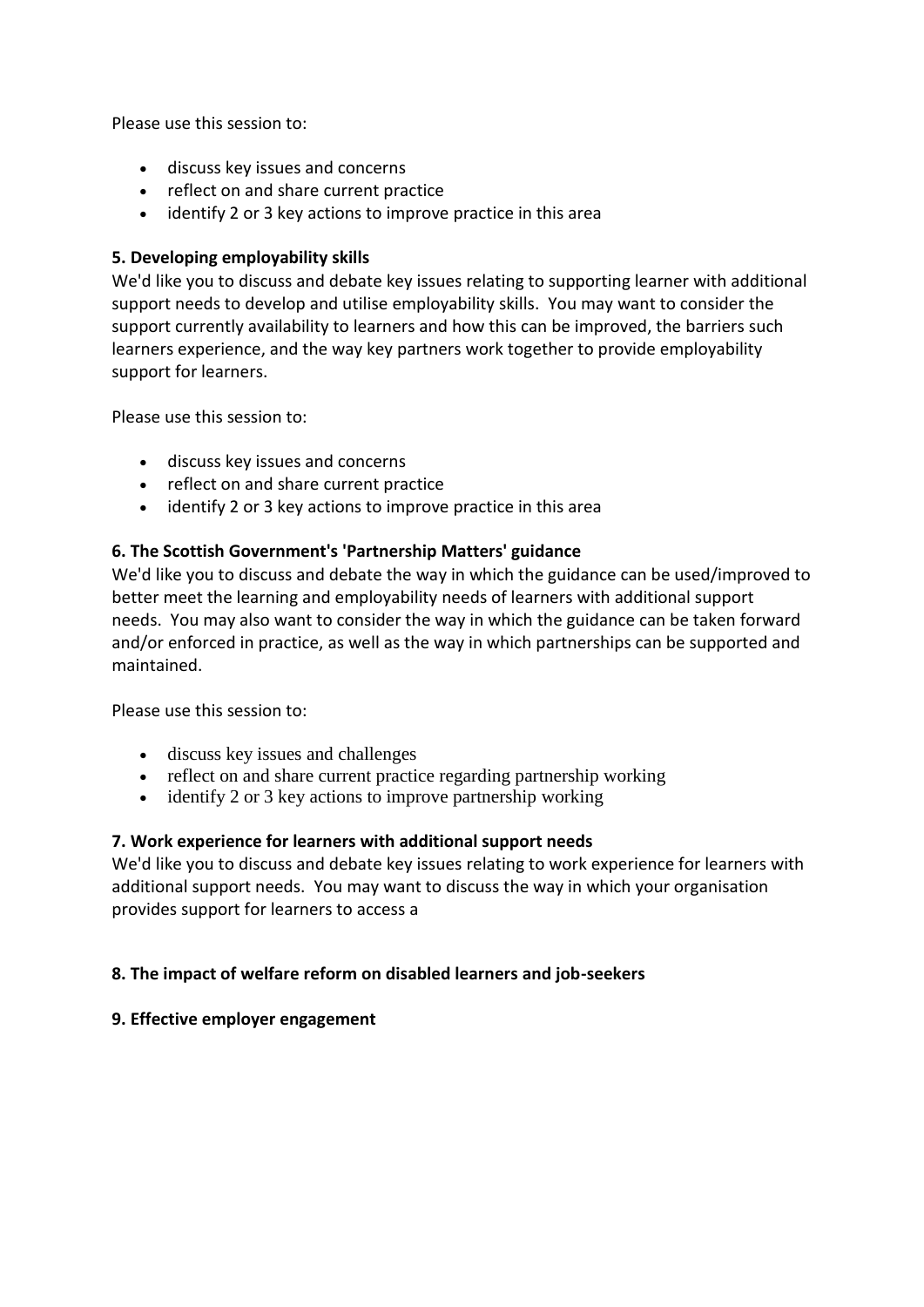Please use this session to:

- discuss key issues and concerns
- reflect on and share current practice
- identify 2 or 3 key actions to improve practice in this area

**5. Developing employability skills**

We'd like you to discuss and debate key issues relating to supporting learner with additional support needs to develop and utilise employability skills. You may want to consider the support currently availability to learners and how this can be improved, the barriers such learners experience, and the way key partners work together to provide employability support for learners.

Please use this session to:

- discuss key issues and concerns
- reflect on and share current practice
- identify 2 or 3 key actions to improve practice in this area

**6. The Scottish Government's 'Partnership Matters' guidance**

We'd like you to discuss and debate the way in which the guidance can be used/improved to better meet the learning and employability needs of learners with additional support needs. You may also want to consider the way in which the guidance can be taken forward and/or enforced in practice, as well as the way in which partnerships can be supported and maintained.

Please use this session to:

- discuss key issues and challenges
- reflect on and share current practice regarding partnership working
- identify 2 or 3 key actions to improve partnership working

**7. Work experience for learners with additional support needs**

We'd like you to discuss and debate key issues relating to work experience for learners with additional support needs. You may want to discuss the way in which your organisation provides support for learners to access a

**8. The impact of welfare reform on disabled learners and job-seekers**

**9. Effective employer engagement**